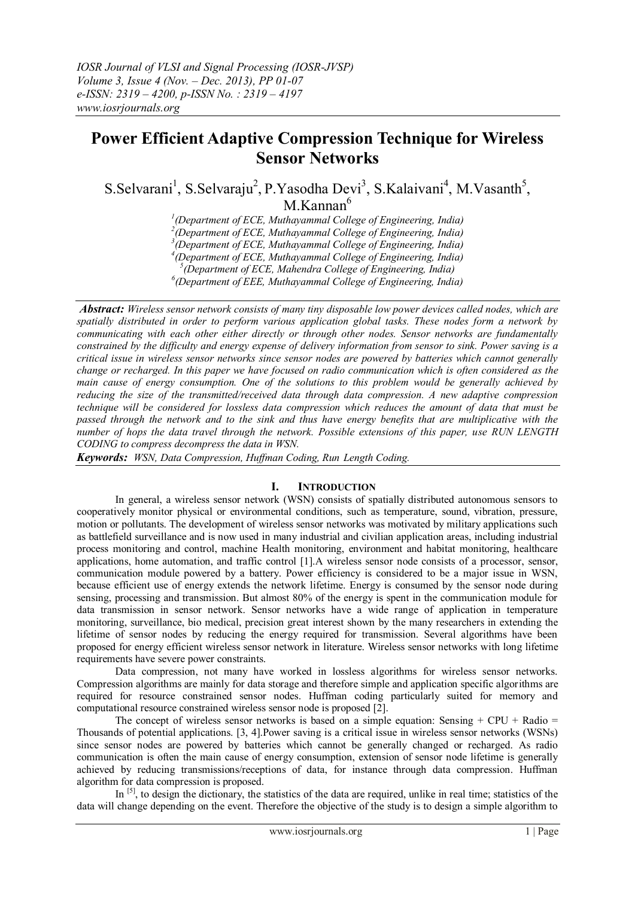# Power Efficient Adaptive Compression Technique for Wireless Sensor Networks

S.Selvarani[1], S.Selvaraju[2], P.Yasodha Devi[3], S.Kalaivani[4], M.Vasanth[5], M.Kannan[6]

[1](Department of ECE, Muthayammal College of Engineering, India)
[2](Department of ECE, Muthayammal College of Engineering, India)
[3](Department of ECE, Muthayammal College of Engineering, India)
[4](Department of ECE, Muthayammal College of Engineering, India)
[5](Department of ECE, Mahendra College of Engineering, India)
[6](Department of EEE, Muthayammal College of Engineering, India)

***Abstract:*** *Wireless sensor network consists of many tiny disposable low power devices called nodes, which are spatially distributed in order to perform various application global tasks. These nodes form a network by communicating with each other either directly or through other nodes. Sensor networks are fundamentally constrained by the difficulty and energy expense of delivery information from sensor to sink. Power saving is a critical issue in wireless sensor networks since sensor nodes are powered by batteries which cannot generally change or recharged. In this paper we have focused on radio communication which is often considered as the main cause of energy consumption. One of the solutions to this problem would be generally achieved by reducing the size of the transmitted/received data through data compression. A new adaptive compression technique will be considered for lossless data compression which reduces the amount of data that must be passed through the network and to the sink and thus have energy benefits that are multiplicative with the number of hops the data travel through the network. Possible extensions of this paper, use RUN LENGTH CODING to compress decompress the data in WSN.*

***Keywords:*** *WSN, Data Compression, Huffman Coding, Run Length Coding.*

## I. INTRODUCTION

In general, a wireless sensor network (WSN) consists of spatially distributed autonomous sensors to cooperatively monitor physical or environmental conditions, such as temperature, sound, vibration, pressure, motion or pollutants. The development of wireless sensor networks was motivated by military applications such as battlefield surveillance and is now used in many industrial and civilian application areas, including industrial process monitoring and control, machine Health monitoring, environment and habitat monitoring, healthcare applications, home automation, and traffic control [1].A wireless sensor node consists of a processor, sensor, communication module powered by a battery. Power efficiency is considered to be a major issue in WSN, because efficient use of energy extends the network lifetime. Energy is consumed by the sensor node during sensing, processing and transmission. But almost 80% of the energy is spent in the communication module for data transmission in sensor network. Sensor networks have a wide range of application in temperature monitoring, surveillance, bio medical, precision great interest shown by the many researchers in extending the lifetime of sensor nodes by reducing the energy required for transmission. Several algorithms have been proposed for energy efficient wireless sensor network in literature. Wireless sensor networks with long lifetime requirements have severe power constraints.

Data compression, not many have worked in lossless algorithms for wireless sensor networks. Compression algorithms are mainly for data storage and therefore simple and application specific algorithms are required for resource constrained sensor nodes. Huffman coding particularly suited for memory and computational resource constrained wireless sensor node is proposed [2].

The concept of wireless sensor networks is based on a simple equation: Sensing + CPU + Radio = Thousands of potential applications. [3, 4].Power saving is a critical issue in wireless sensor networks (WSNs) since sensor nodes are powered by batteries which cannot be generally changed or recharged. As radio communication is often the main cause of energy consumption, extension of sensor node lifetime is generally achieved by reducing transmissions/receptions of data, for instance through data compression. Huffman algorithm for data compression is proposed.

In [5], to design the dictionary, the statistics of the data are required, unlike in real time; statistics of the data will change depending on the event. Therefore the objective of the study is to design a simple algorithm to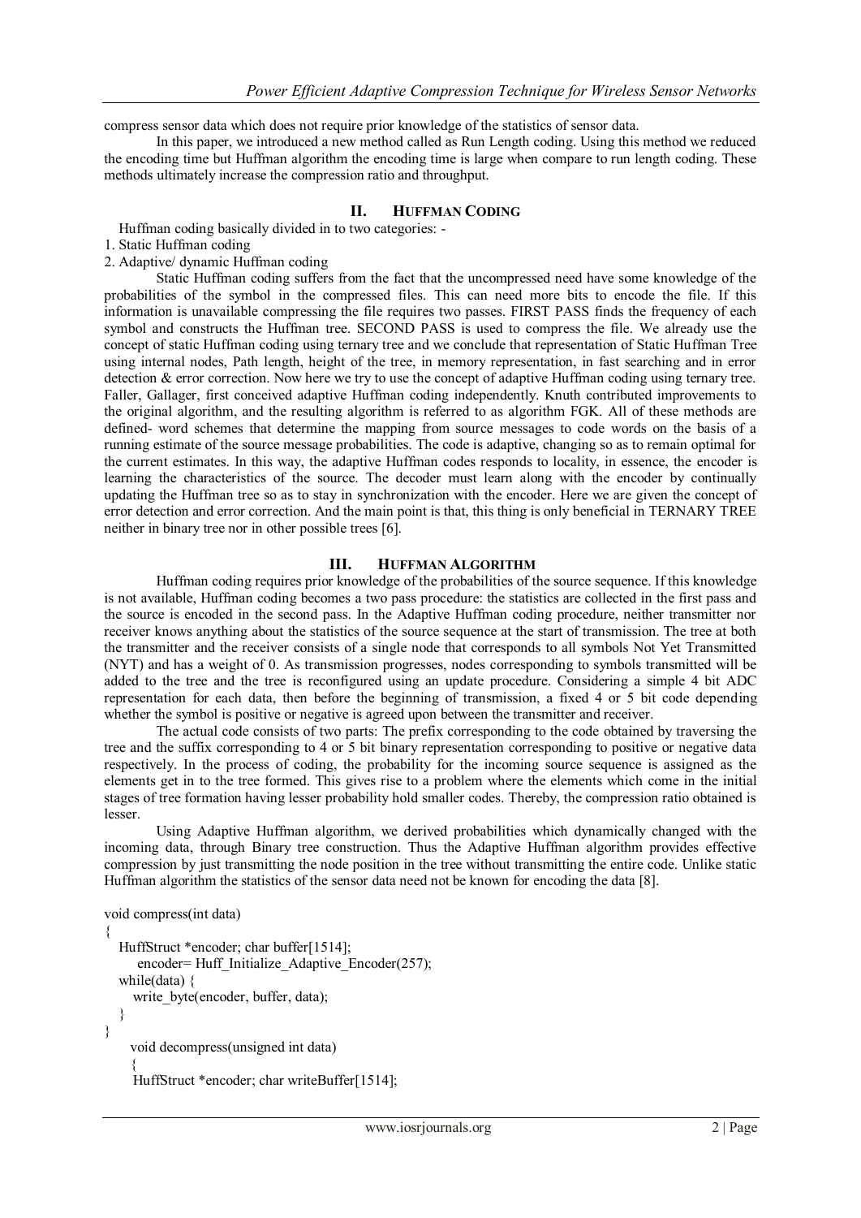compress sensor data which does not require prior knowledge of the statistics of sensor data.

In this paper, we introduced a new method called as Run Length coding. Using this method we reduced the encoding time but Huffman algorithm the encoding time is large when compare to run length coding. These methods ultimately increase the compression ratio and throughput.

## II. HUFFMAN CODING

Huffman coding basically divided in to two categories: -

1. Static Huffman coding
2. Adaptive/ dynamic Huffman coding

Static Huffman coding suffers from the fact that the uncompressed need have some knowledge of the probabilities of the symbol in the compressed files. This can need more bits to encode the file. If this information is unavailable compressing the file requires two passes. FIRST PASS finds the frequency of each symbol and constructs the Huffman tree. SECOND PASS is used to compress the file. We already use the concept of static Huffman coding using ternary tree and we conclude that representation of Static Huffman Tree using internal nodes, Path length, height of the tree, in memory representation, in fast searching and in error detection & error correction. Now here we try to use the concept of adaptive Huffman coding using ternary tree. Faller, Gallager, first conceived adaptive Huffman coding independently. Knuth contributed improvements to the original algorithm, and the resulting algorithm is referred to as algorithm FGK. All of these methods are defined- word schemes that determine the mapping from source messages to code words on the basis of a running estimate of the source message probabilities. The code is adaptive, changing so as to remain optimal for the current estimates. In this way, the adaptive Huffman codes responds to locality, in essence, the encoder is learning the characteristics of the source. The decoder must learn along with the encoder by continually updating the Huffman tree so as to stay in synchronization with the encoder. Here we are given the concept of error detection and error correction. And the main point is that, this thing is only beneficial in TERNARY TREE neither in binary tree nor in other possible trees [6].

## III. HUFFMAN ALGORITHM

Huffman coding requires prior knowledge of the probabilities of the source sequence. If this knowledge is not available, Huffman coding becomes a two pass procedure: the statistics are collected in the first pass and the source is encoded in the second pass. In the Adaptive Huffman coding procedure, neither transmitter nor receiver knows anything about the statistics of the source sequence at the start of transmission. The tree at both the transmitter and the receiver consists of a single node that corresponds to all symbols Not Yet Transmitted (NYT) and has a weight of 0. As transmission progresses, nodes corresponding to symbols transmitted will be added to the tree and the tree is reconfigured using an update procedure. Considering a simple 4 bit ADC representation for each data, then before the beginning of transmission, a fixed 4 or 5 bit code depending whether the symbol is positive or negative is agreed upon between the transmitter and receiver.

The actual code consists of two parts: The prefix corresponding to the code obtained by traversing the tree and the suffix corresponding to 4 or 5 bit binary representation corresponding to positive or negative data respectively. In the process of coding, the probability for the incoming source sequence is assigned as the elements get in to the tree formed. This gives rise to a problem where the elements which come in the initial stages of tree formation having lesser probability hold smaller codes. Thereby, the compression ratio obtained is lesser.

Using Adaptive Huffman algorithm, we derived probabilities which dynamically changed with the incoming data, through Binary tree construction. Thus the Adaptive Huffman algorithm provides effective compression by just transmitting the node position in the tree without transmitting the entire code. Unlike static Huffman algorithm the statistics of the sensor data need not be known for encoding the data [8].

```
void compress(int data)
{
   HuffStruct *encoder; char buffer[1514];
      encoder= Huff_Initialize_Adaptive_Encoder(257);
   while(data) {
      write_byte(encoder, buffer, data);
   }
}
   void decompress(unsigned int data)
   {
   HuffStruct *encoder; char writeBuffer[1514];
```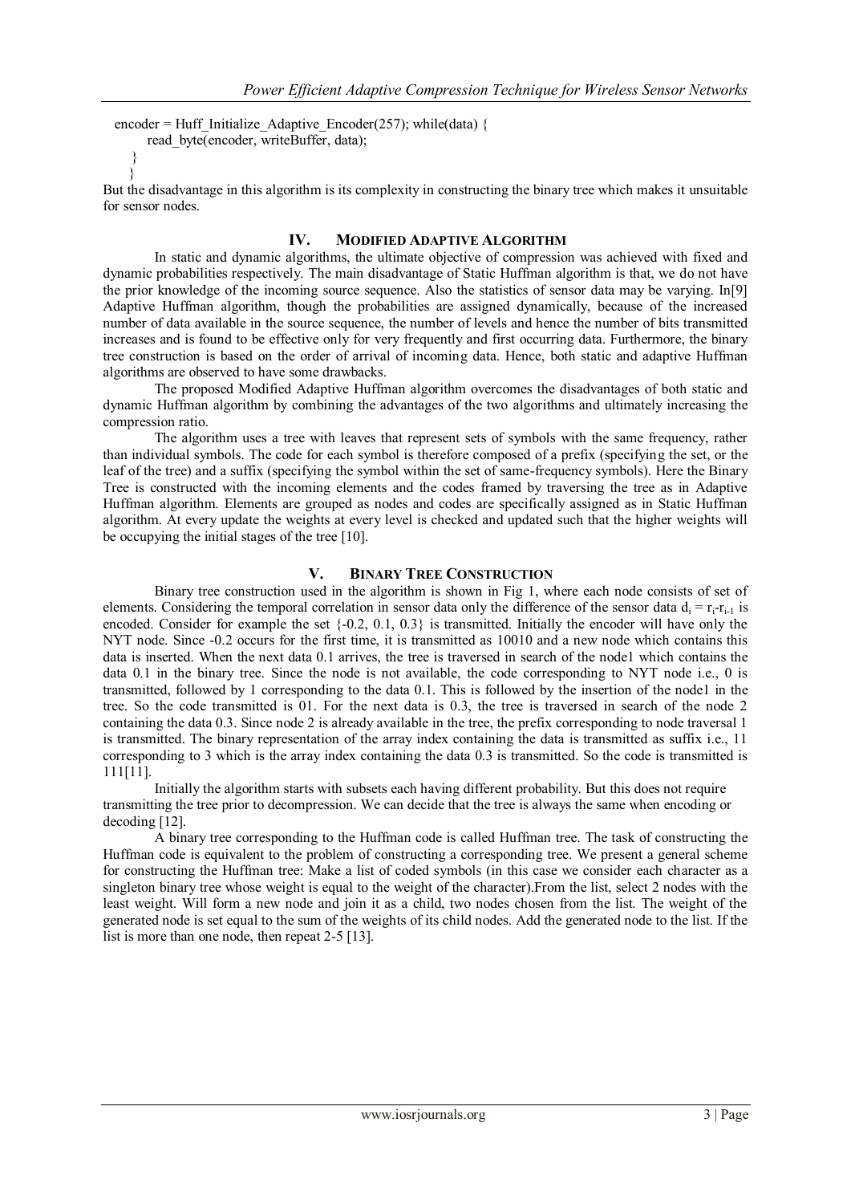```
encoder = Huff_Initialize_Adaptive_Encoder(257); while(data) {
      read_byte(encoder, writeBuffer, data);
   }
   }
```

But the disadvantage in this algorithm is its complexity in constructing the binary tree which makes it unsuitable for sensor nodes.

## IV. MODIFIED ADAPTIVE ALGORITHM

In static and dynamic algorithms, the ultimate objective of compression was achieved with fixed and dynamic probabilities respectively. The main disadvantage of Static Huffman algorithm is that, we do not have the prior knowledge of the incoming source sequence. Also the statistics of sensor data may be varying. In[9] Adaptive Huffman algorithm, though the probabilities are assigned dynamically, because of the increased number of data available in the source sequence, the number of levels and hence the number of bits transmitted increases and is found to be effective only for very frequently and first occurring data. Furthermore, the binary tree construction is based on the order of arrival of incoming data. Hence, both static and adaptive Huffman algorithms are observed to have some drawbacks.

The proposed Modified Adaptive Huffman algorithm overcomes the disadvantages of both static and dynamic Huffman algorithm by combining the advantages of the two algorithms and ultimately increasing the compression ratio.

The algorithm uses a tree with leaves that represent sets of symbols with the same frequency, rather than individual symbols. The code for each symbol is therefore composed of a prefix (specifying the set, or the leaf of the tree) and a suffix (specifying the symbol within the set of same-frequency symbols). Here the Binary Tree is constructed with the incoming elements and the codes framed by traversing the tree as in Adaptive Huffman algorithm. Elements are grouped as nodes and codes are specifically assigned as in Static Huffman algorithm. At every update the weights at every level is checked and updated such that the higher weights will be occupying the initial stages of the tree [10].

## V. BINARY TREE CONSTRUCTION

Binary tree construction used in the algorithm is shown in Fig 1, where each node consists of set of elements. Considering the temporal correlation in sensor data only the difference of the sensor data $d_i = r_i - r_{i-1}$ is encoded. Consider for example the set {-0.2, 0.1, 0.3} is transmitted. Initially the encoder will have only the NYT node. Since -0.2 occurs for the first time, it is transmitted as 10010 and a new node which contains this data is inserted. When the next data 0.1 arrives, the tree is traversed in search of the node1 which contains the data 0.1 in the binary tree. Since the node is not available, the code corresponding to NYT node i.e., 0 is transmitted, followed by 1 corresponding to the data 0.1. This is followed by the insertion of the node1 in the tree. So the code transmitted is 01. For the next data is 0.3, the tree is traversed in search of the node 2 containing the data 0.3. Since node 2 is already available in the tree, the prefix corresponding to node traversal 1 is transmitted. The binary representation of the array index containing the data is transmitted as suffix i.e., 11 corresponding to 3 which is the array index containing the data 0.3 is transmitted. So the code is transmitted is 111[11].

Initially the algorithm starts with subsets each having different probability. But this does not require transmitting the tree prior to decompression. We can decide that the tree is always the same when encoding or decoding [12].

A binary tree corresponding to the Huffman code is called Huffman tree. The task of constructing the Huffman code is equivalent to the problem of constructing a corresponding tree. We present a general scheme for constructing the Huffman tree: Make a list of coded symbols (in this case we consider each character as a singleton binary tree whose weight is equal to the weight of the character).From the list, select 2 nodes with the least weight. Will form a new node and join it as a child, two nodes chosen from the list. The weight of the generated node is set equal to the sum of the weights of its child nodes. Add the generated node to the list. If the list is more than one node, then repeat 2-5 [13].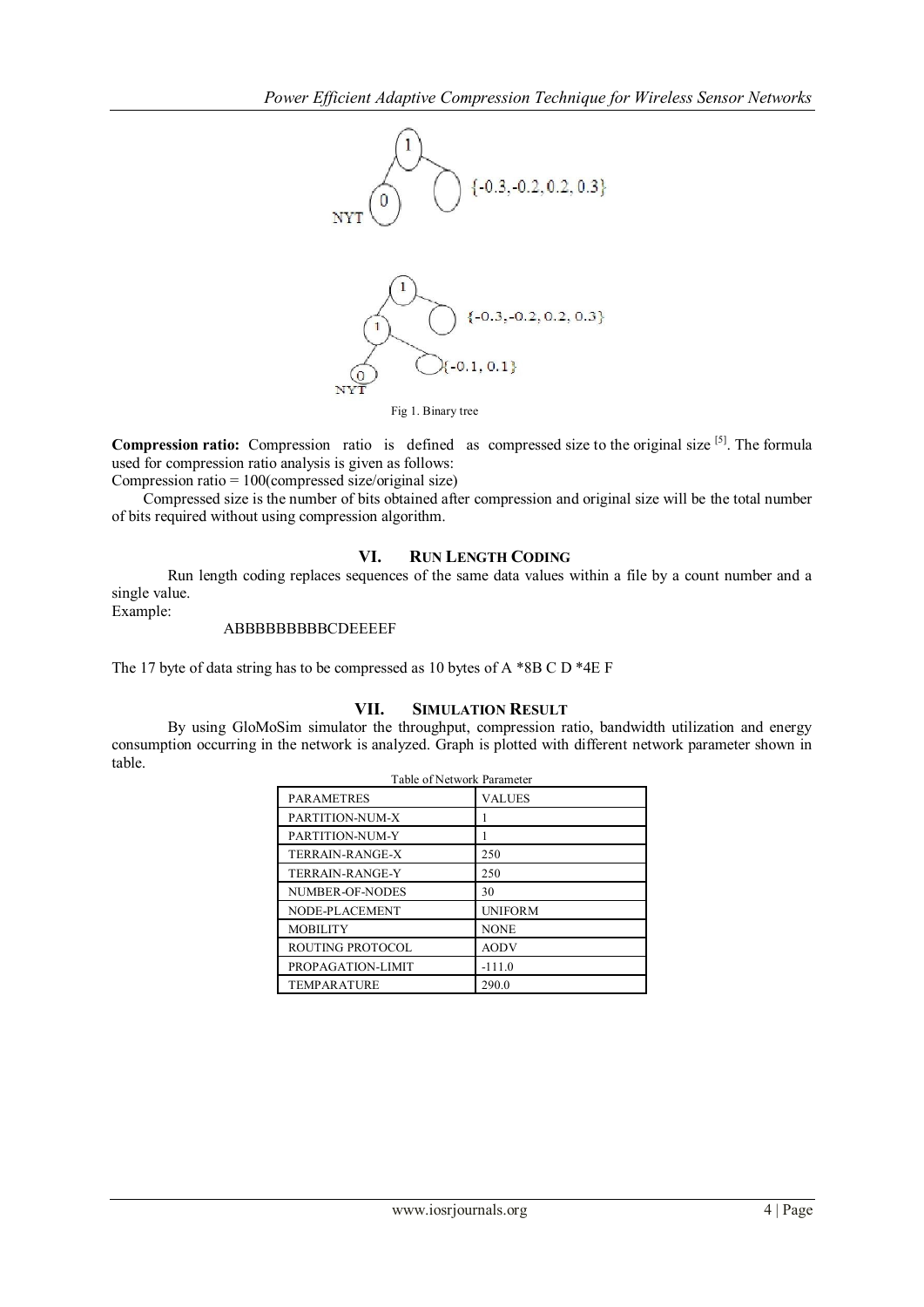Fig 1. Binary tree

**Compression ratio:** Compression ratio is defined as compressed size to the original size [5]. The formula used for compression ratio analysis is given as follows:

Compression ratio = 100(compressed size/original size)

Compressed size is the number of bits obtained after compression and original size will be the total number of bits required without using compression algorithm.

## VI. RUN LENGTH CODING

Run length coding replaces sequences of the same data values within a file by a count number and a single value.

Example:

ABBBBBBBBBCDEEEEF

The 17 byte of data string has to be compressed as 10 bytes of A *8B C D *4E F

## VII. SIMULATION RESULT

By using GloMoSim simulator the throughput, compression ratio, bandwidth utilization and energy consumption occurring in the network is analyzed. Graph is plotted with different network parameter shown in table.

Table of Network Parameter

| PARAMETRES | VALUES |
|---|---|
| PARTITION-NUM-X | 1 |
| PARTITION-NUM-Y | 1 |
| TERRAIN-RANGE-X | 250 |
| TERRAIN-RANGE-Y | 250 |
| NUMBER-OF-NODES | 30 |
| NODE-PLACEMENT | UNIFORM |
| MOBILITY | NONE |
| ROUTING PROTOCOL | AODV |
| PROPAGATION-LIMIT | -111.0 |
| TEMPARATURE | 290.0 |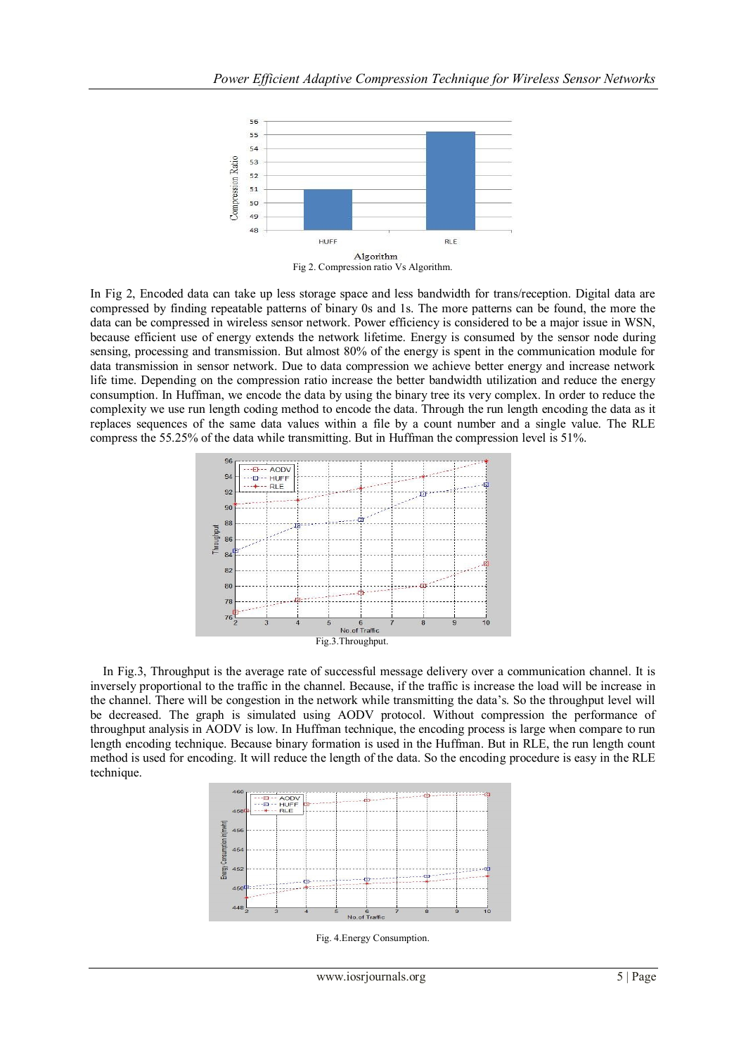Fig 2. Compression ratio Vs Algorithm.

In Fig 2, Encoded data can take up less storage space and less bandwidth for trans/reception. Digital data are compressed by finding repeatable patterns of binary 0s and 1s. The more patterns can be found, the more the data can be compressed in wireless sensor network. Power efficiency is considered to be a major issue in WSN, because efficient use of energy extends the network lifetime. Energy is consumed by the sensor node during sensing, processing and transmission. But almost 80% of the energy is spent in the communication module for data transmission in sensor network. Due to data compression we achieve better energy and increase network life time. Depending on the compression ratio increase the better bandwidth utilization and reduce the energy consumption. In Huffman, we encode the data by using the binary tree its very complex. In order to reduce the complexity we use run length coding method to encode the data. Through the run length encoding the data as it replaces sequences of the same data values within a file by a count number and a single value. The RLE compress the 55.25% of the data while transmitting. But in Huffman the compression level is 51%.

Fig.3.Throughput.

In Fig.3, Throughput is the average rate of successful message delivery over a communication channel. It is inversely proportional to the traffic in the channel. Because, if the traffic is increase the load will be increase in the channel. There will be congestion in the network while transmitting the data's. So the throughput level will be decreased. The graph is simulated using AODV protocol. Without compression the performance of throughput analysis in AODV is low. In Huffman technique, the encoding process is large when compare to run length encoding technique. Because binary formation is used in the Huffman. But in RLE, the run length count method is used for encoding. It will reduce the length of the data. So the encoding procedure is easy in the RLE technique.

Fig. 4.Energy Consumption.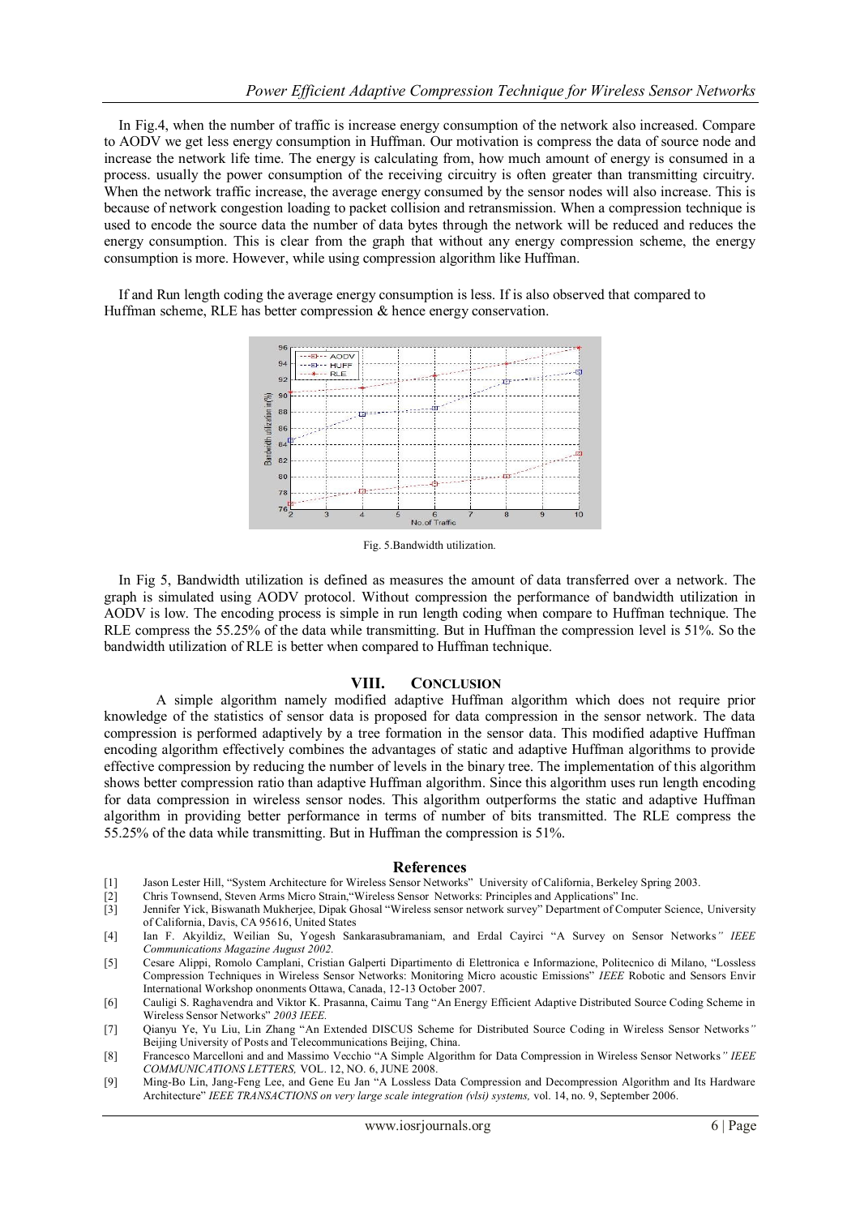In Fig.4, when the number of traffic is increase energy consumption of the network also increased. Compare to AODV we get less energy consumption in Huffman. Our motivation is compress the data of source node and increase the network life time. The energy is calculating from, how much amount of energy is consumed in a process. usually the power consumption of the receiving circuitry is often greater than transmitting circuitry. When the network traffic increase, the average energy consumed by the sensor nodes will also increase. This is because of network congestion loading to packet collision and retransmission. When a compression technique is used to encode the source data the number of data bytes through the network will be reduced and reduces the energy consumption. This is clear from the graph that without any energy compression scheme, the energy consumption is more. However, while using compression algorithm like Huffman.

If and Run length coding the average energy consumption is less. If is also observed that compared to Huffman scheme, RLE has better compression & hence energy conservation.

Fig. 5.Bandwidth utilization.

In Fig 5, Bandwidth utilization is defined as measures the amount of data transferred over a network. The graph is simulated using AODV protocol. Without compression the performance of bandwidth utilization in AODV is low. The encoding process is simple in run length coding when compare to Huffman technique. The RLE compress the 55.25% of the data while transmitting. But in Huffman the compression level is 51%. So the bandwidth utilization of RLE is better when compared to Huffman technique.

## VIII. CONCLUSION

A simple algorithm namely modified adaptive Huffman algorithm which does not require prior knowledge of the statistics of sensor data is proposed for data compression in the sensor network. The data compression is performed adaptively by a tree formation in the sensor data. This modified adaptive Huffman encoding algorithm effectively combines the advantages of static and adaptive Huffman algorithms to provide effective compression by reducing the number of levels in the binary tree. The implementation of this algorithm shows better compression ratio than adaptive Huffman algorithm. Since this algorithm uses run length encoding for data compression in wireless sensor nodes. This algorithm outperforms the static and adaptive Huffman algorithm in providing better performance in terms of number of bits transmitted. The RLE compress the 55.25% of the data while transmitting. But in Huffman the compression is 51%.

## References

[1] Jason Lester Hill, "System Architecture for Wireless Sensor Networks" University of California, Berkeley Spring 2003.

[2] Chris Townsend, Steven Arms Micro Strain,"Wireless Sensor Networks: Principles and Applications" Inc.

[3] Jennifer Yick, Biswanath Mukherjee, Dipak Ghosal "Wireless sensor network survey" Department of Computer Science, University of California, Davis, CA 95616, United States

[4] Ian F. Akyildiz, Weilian Su, Yogesh Sankarasubramaniam, and Erdal Cayirci "A Survey on Sensor Networks*" IEEE Communications Magazine August 2002.*

[5] Cesare Alippi, Romolo Camplani, Cristian Galperti Dipartimento di Elettronica e Informazione, Politecnico di Milano, "Lossless Compression Techniques in Wireless Sensor Networks: Monitoring Micro acoustic Emissions" *IEEE* Robotic and Sensors Envir International Workshop ononments Ottawa, Canada, 12-13 October 2007.

[6] Cauligi S. Raghavendra and Viktor K. Prasanna, Caimu Tang "An Energy Efficient Adaptive Distributed Source Coding Scheme in Wireless Sensor Networks" *2003 IEEE.*

[7] Qianyu Ye, Yu Liu, Lin Zhang "An Extended DISCUS Scheme for Distributed Source Coding in Wireless Sensor Networks*"* Beijing University of Posts and Telecommunications Beijing, China.

[8] Francesco Marcelloni and and Massimo Vecchio "A Simple Algorithm for Data Compression in Wireless Sensor Networks*" IEEE COMMUNICATIONS LETTERS,* VOL. 12, NO. 6, JUNE 2008.

[9] Ming-Bo Lin, Jang-Feng Lee, and Gene Eu Jan "A Lossless Data Compression and Decompression Algorithm and Its Hardware Architecture" *IEEE TRANSACTIONS on very large scale integration (vlsi) systems,* vol. 14, no. 9, September 2006.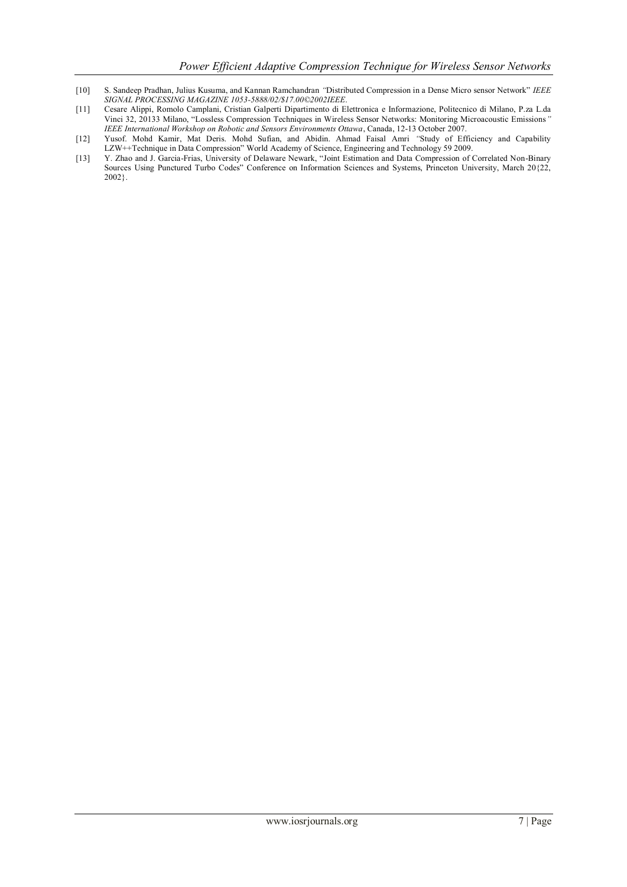[10] S. Sandeep Pradhan, Julius Kusuma, and Kannan Ramchandran *"*Distributed Compression in a Dense Micro sensor Network" *IEEE SIGNAL PROCESSING MAGAZINE 1053-5888/02/$17.00©2002IEEE*.

[11] Cesare Alippi, Romolo Camplani, Cristian Galperti Dipartimento di Elettronica e Informazione, Politecnico di Milano, P.za L.da Vinci 32, 20133 Milano, "Lossless Compression Techniques in Wireless Sensor Networks: Monitoring Microacoustic Emissions*" IEEE International Workshop on Robotic and Sensors Environments Ottawa*, Canada, 12-13 October 2007.

[12] Yusof. Mohd Kamir, Mat Deris. Mohd Sufian, and Abidin. Ahmad Faisal Amri *"*Study of Efficiency and Capability LZW++Technique in Data Compression" World Academy of Science, Engineering and Technology 59 2009.

[13] Y. Zhao and J. Garcia-Frias, University of Delaware Newark, "Joint Estimation and Data Compression of Correlated Non-Binary Sources Using Punctured Turbo Codes" Conference on Information Sciences and Systems, Princeton University, March 20{22, 2002}.